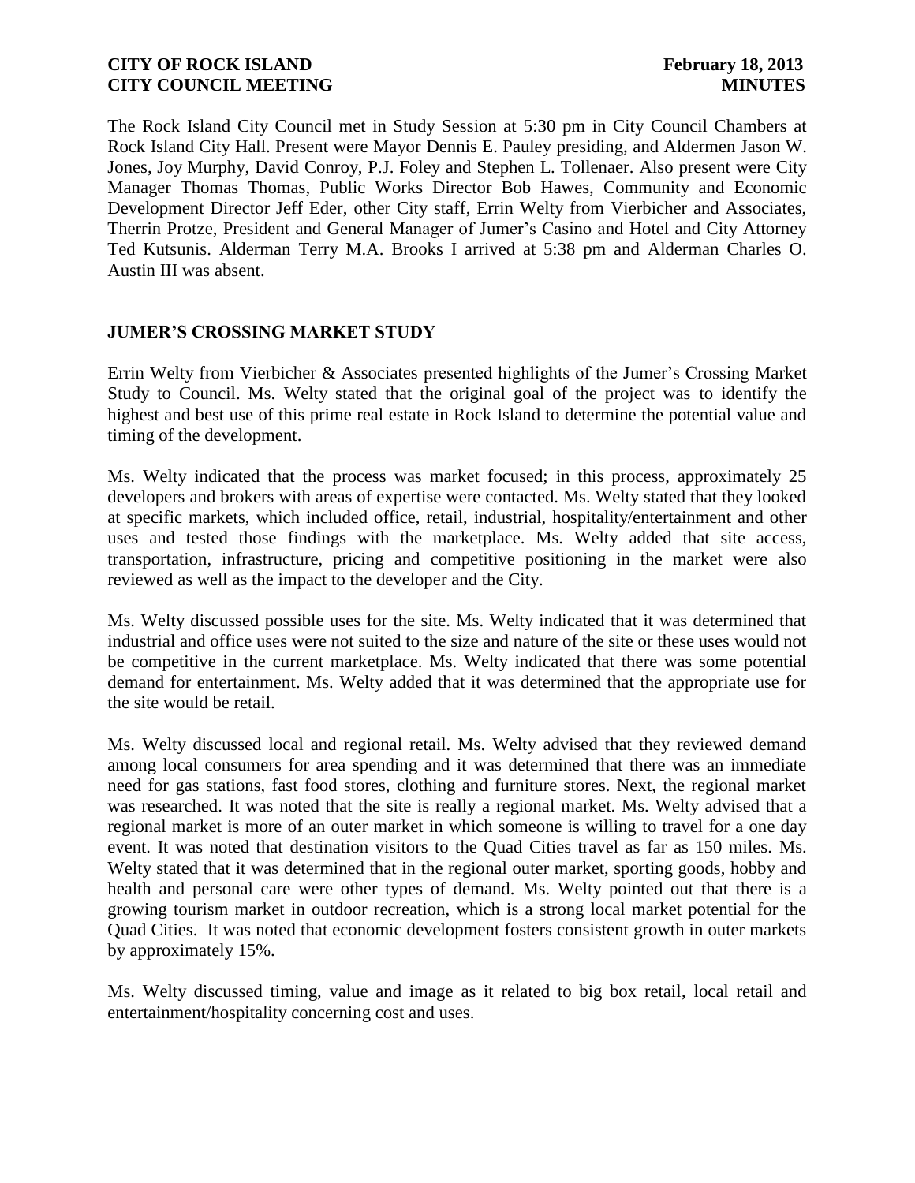The Rock Island City Council met in Study Session at 5:30 pm in City Council Chambers at Rock Island City Hall. Present were Mayor Dennis E. Pauley presiding, and Aldermen Jason W. Jones, Joy Murphy, David Conroy, P.J. Foley and Stephen L. Tollenaer. Also present were City Manager Thomas Thomas, Public Works Director Bob Hawes, Community and Economic Development Director Jeff Eder, other City staff, Errin Welty from Vierbicher and Associates, Therrin Protze, President and General Manager of Jumer's Casino and Hotel and City Attorney Ted Kutsunis. Alderman Terry M.A. Brooks I arrived at 5:38 pm and Alderman Charles O. Austin III was absent.

## JUMER'S CROSSING MARKET STUDY

Errin Welty from Vierbicher & Associates presented highlights of the Jumer's Crossing Market Study to Council. Ms. Welty stated that the original goal of the project was to identify the highest and best use of this prime real estate in Rock Island to determine the potential value and timing of the development.

Ms. Welty indicated that the process was market focused; in this process, approximately 25 developers and brokers with areas of expertise were contacted. Ms. Welty stated that they looked at specific markets, which included office, retail, industrial, hospitality/entertainment and other uses and tested those findings with the marketplace. Ms. Welty added that site access, transportation, infrastructure, pricing and competitive positioning in the market were also reviewed as well as the impact to the developer and the City.

Ms. Welty discussed possible uses for the site. Ms. Welty indicated that it was determined that industrial and office uses were not suited to the size and nature of the site or these uses would not be competitive in the current marketplace. Ms. Welty indicated that there was some potential demand for entertainment. Ms. Welty added that it was determined that the appropriate use for the site would be retail.

Ms. Welty discussed local and regional retail. Ms. Welty advised that they reviewed demand among local consumers for area spending and it was determined that there was an immediate need for gas stations, fast food stores, clothing and furniture stores. Next, the regional market was researched. It was noted that the site is really a regional market. Ms. Welty advised that a regional market is more of an outer market in which someone is willing to travel for a one day event. It was noted that destination visitors to the Quad Cities travel as far as 150 miles. Ms. Welty stated that it was determined that in the regional outer market, sporting goods, hobby and health and personal care were other types of demand. Ms. Welty pointed out that there is a growing tourism market in outdoor recreation, which is a strong local market potential for the Quad Cities. It was noted that economic development fosters consistent growth in outer markets by approximately 15%.

Ms. Welty discussed timing, value and image as it related to big box retail, local retail and entertainment/hospitality concerning cost and uses.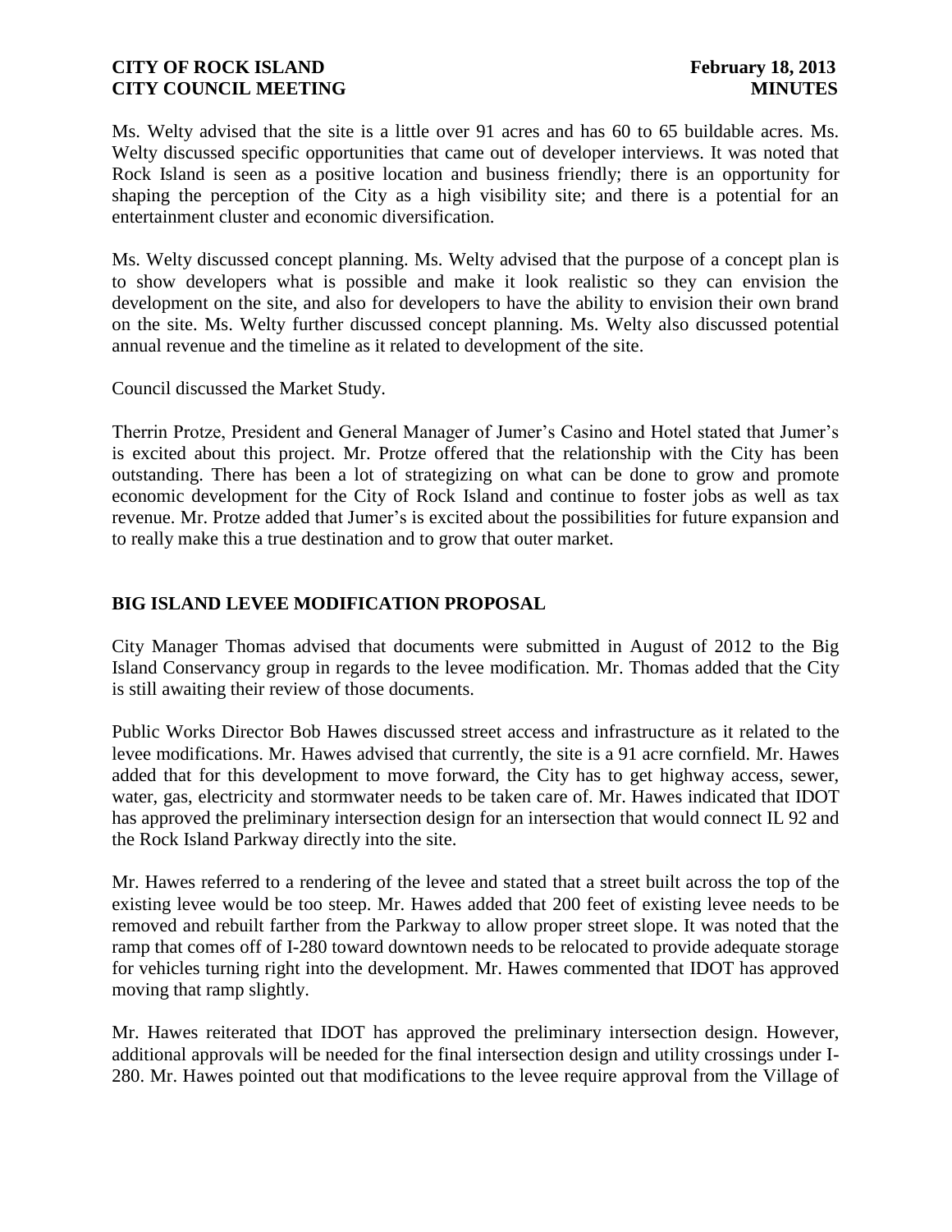Ms. Welty advised that the site is a little over 91 acres and has 60 to 65 buildable acres. Ms. Welty discussed specific opportunities that came out of developer interviews. It was noted that Rock Island is seen as a positive location and business friendly; there is an opportunity for shaping the perception of the City as a high visibility site; and there is a potential for an entertainment cluster and economic diversification.

Ms. Welty discussed concept planning. Ms. Welty advised that the purpose of a concept plan is to show developers what is possible and make it look realistic so they can envision the development on the site, and also for developers to have the ability to envision their own brand on the site. Ms. Welty further discussed concept planning. Ms. Welty also discussed potential annual revenue and the timeline as it related to development of the site.

Council discussed the Market Study.

Therrin Protze, President and General Manager of Jumer's Casino and Hotel stated that Jumer's is excited about this project. Mr. Protze offered that the relationship with the City has been outstanding. There has been a lot of strategizing on what can be done to grow and promote economic development for the City of Rock Island and continue to foster jobs as well as tax revenue. Mr. Protze added that Jumer's is excited about the possibilities for future expansion and to really make this a true destination and to grow that outer market.

## BIG ISLAND LEVEE MODIFICATION PROPOSAL

City Manager Thomas advised that documents were submitted in August of 2012 to the Big Island Conservancy group in regards to the levee modification. Mr. Thomas added that the City is still awaiting their review of those documents.

Public Works Director Bob Hawes discussed street access and infrastructure as it related to the levee modifications. Mr. Hawes advised that currently, the site is a 91 acre cornfield. Mr. Hawes added that for this development to move forward, the City has to get highway access, sewer, water, gas, electricity and stormwater needs to be taken care of. Mr. Hawes indicated that IDOT has approved the preliminary intersection design for an intersection that would connect IL 92 and the Rock Island Parkway directly into the site.

Mr. Hawes referred to a rendering of the levee and stated that a street built across the top of the existing levee would be too steep. Mr. Hawes added that 200 feet of existing levee needs to be removed and rebuilt farther from the Parkway to allow proper street slope. It was noted that the ramp that comes off of I-280 toward downtown needs to be relocated to provide adequate storage for vehicles turning right into the development. Mr. Hawes commented that IDOT has approved moving that ramp slightly.

Mr. Hawes reiterated that IDOT has approved the preliminary intersection design. However, additional approvals will be needed for the final intersection design and utility crossings under I-280. Mr. Hawes pointed out that modifications to the levee require approval from the Village of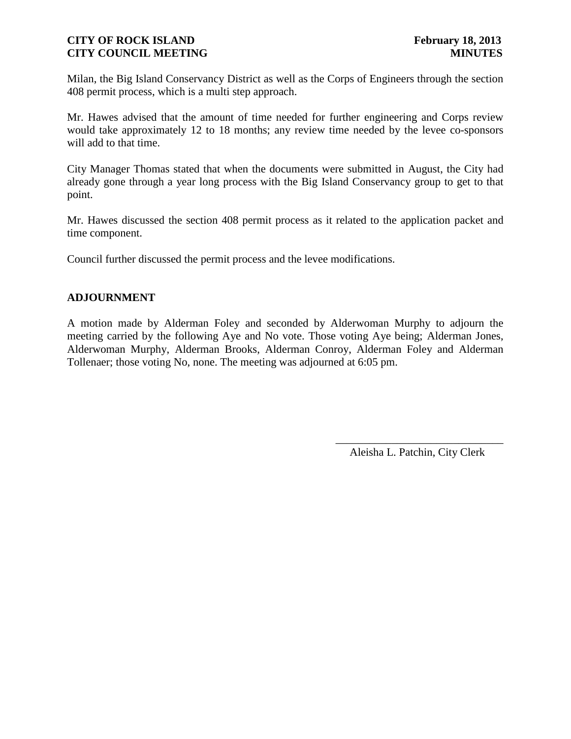Milan, the Big Island Conservancy District as well as the Corps of Engineers through the section 408 permit process, which is a multi step approach.

Mr. Hawes advised that the amount of time needed for further engineering and Corps review would take approximately 12 to 18 months; any review time needed by the levee co-sponsors will add to that time.

City Manager Thomas stated that when the documents were submitted in August, the City had already gone through a year long process with the Big Island Conservancy group to get to that point.

Mr. Hawes discussed the section 408 permit process as it related to the application packet and time component.

Council further discussed the permit process and the levee modifications.

## ADJOURNMENT

A motion made by Alderman Foley and seconded by Alderwoman Murphy to adjourn the meeting carried by the following Aye and No vote. Those voting Aye being; Alderman Jones, Alderwoman Murphy, Alderman Brooks, Alderman Conroy, Alderman Foley and Alderman Tollenaer; those voting No, none. The meeting was adjourned at 6:05 pm.

\_\_\_\_\_\_\_\_\_\_\_\_\_\_\_\_\_\_\_\_\_\_\_\_\_\_\_\_\_\_

Aleisha L. Patchin, City Clerk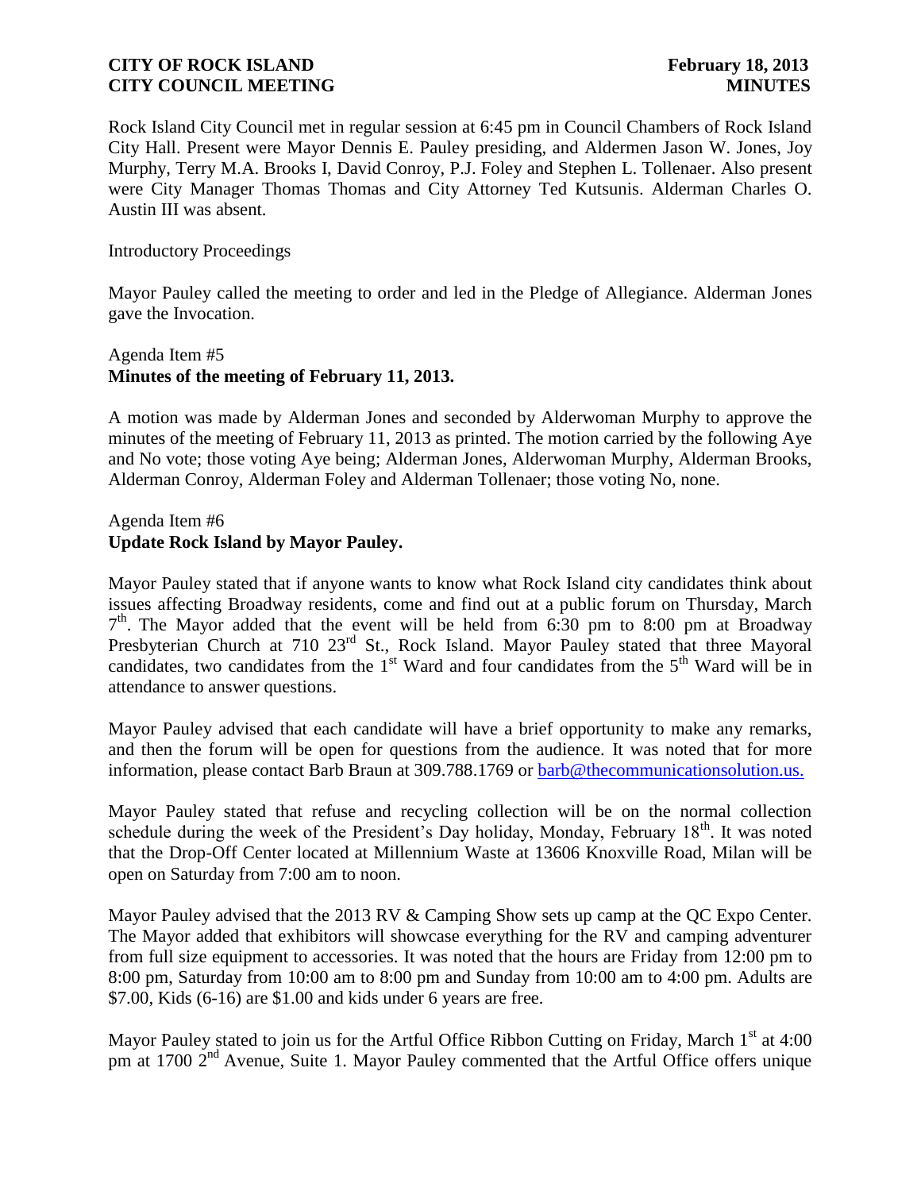Rock Island City Council met in regular session at 6:45 pm in Council Chambers of Rock Island City Hall. Present were Mayor Dennis E. Pauley presiding, and Aldermen Jason W. Jones, Joy Murphy, Terry M.A. Brooks I, David Conroy, P.J. Foley and Stephen L. Tollenaer. Also present were City Manager Thomas Thomas and City Attorney Ted Kutsunis. Alderman Charles O. Austin III was absent.

Introductory Proceedings

Mayor Pauley called the meeting to order and led in the Pledge of Allegiance. Alderman Jones gave the Invocation.

Agenda Item #5
**Minutes of the meeting of February 11, 2013.**

A motion was made by Alderman Jones and seconded by Alderwoman Murphy to approve the minutes of the meeting of February 11, 2013 as printed. The motion carried by the following Aye and No vote; those voting Aye being; Alderman Jones, Alderwoman Murphy, Alderman Brooks, Alderman Conroy, Alderman Foley and Alderman Tollenaer; those voting No, none.

Agenda Item #6
**Update Rock Island by Mayor Pauley.**

Mayor Pauley stated that if anyone wants to know what Rock Island city candidates think about issues affecting Broadway residents, come and find out at a public forum on Thursday, March 7th. The Mayor added that the event will be held from 6:30 pm to 8:00 pm at Broadway Presbyterian Church at 710 23rd St., Rock Island. Mayor Pauley stated that three Mayoral candidates, two candidates from the 1st Ward and four candidates from the 5th Ward will be in attendance to answer questions.

Mayor Pauley advised that each candidate will have a brief opportunity to make any remarks, and then the forum will be open for questions from the audience. It was noted that for more information, please contact Barb Braun at 309.788.1769 or barb@thecommunicationsolution.us.

Mayor Pauley stated that refuse and recycling collection will be on the normal collection schedule during the week of the President's Day holiday, Monday, February 18th. It was noted that the Drop-Off Center located at Millennium Waste at 13606 Knoxville Road, Milan will be open on Saturday from 7:00 am to noon.

Mayor Pauley advised that the 2013 RV & Camping Show sets up camp at the QC Expo Center. The Mayor added that exhibitors will showcase everything for the RV and camping adventurer from full size equipment to accessories. It was noted that the hours are Friday from 12:00 pm to 8:00 pm, Saturday from 10:00 am to 8:00 pm and Sunday from 10:00 am to 4:00 pm. Adults are $7.00, Kids (6-16) are $1.00 and kids under 6 years are free.

Mayor Pauley stated to join us for the Artful Office Ribbon Cutting on Friday, March 1st at 4:00 pm at 1700 2nd Avenue, Suite 1. Mayor Pauley commented that the Artful Office offers unique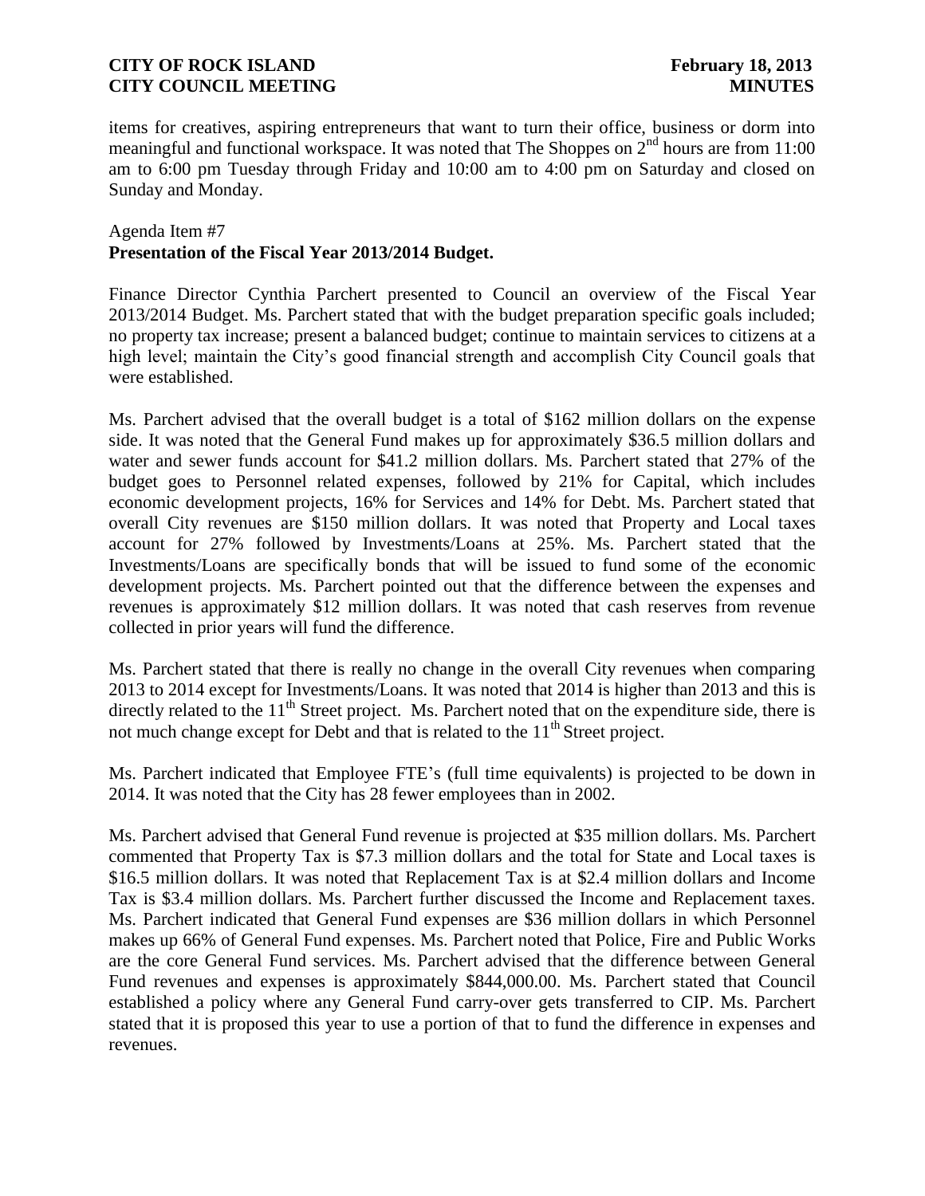items for creatives, aspiring entrepreneurs that want to turn their office, business or dorm into meaningful and functional workspace. It was noted that The Shoppes on 2nd hours are from 11:00 am to 6:00 pm Tuesday through Friday and 10:00 am to 4:00 pm on Saturday and closed on Sunday and Monday.

Agenda Item #7
**Presentation of the Fiscal Year 2013/2014 Budget.**

Finance Director Cynthia Parchert presented to Council an overview of the Fiscal Year 2013/2014 Budget. Ms. Parchert stated that with the budget preparation specific goals included; no property tax increase; present a balanced budget; continue to maintain services to citizens at a high level; maintain the City's good financial strength and accomplish City Council goals that were established.

Ms. Parchert advised that the overall budget is a total of $162 million dollars on the expense side. It was noted that the General Fund makes up for approximately $36.5 million dollars and water and sewer funds account for $41.2 million dollars. Ms. Parchert stated that 27% of the budget goes to Personnel related expenses, followed by 21% for Capital, which includes economic development projects, 16% for Services and 14% for Debt. Ms. Parchert stated that overall City revenues are $150 million dollars. It was noted that Property and Local taxes account for 27% followed by Investments/Loans at 25%. Ms. Parchert stated that the Investments/Loans are specifically bonds that will be issued to fund some of the economic development projects. Ms. Parchert pointed out that the difference between the expenses and revenues is approximately $12 million dollars. It was noted that cash reserves from revenue collected in prior years will fund the difference.

Ms. Parchert stated that there is really no change in the overall City revenues when comparing 2013 to 2014 except for Investments/Loans. It was noted that 2014 is higher than 2013 and this is directly related to the 11th Street project. Ms. Parchert noted that on the expenditure side, there is not much change except for Debt and that is related to the 11th Street project.

Ms. Parchert indicated that Employee FTE's (full time equivalents) is projected to be down in 2014. It was noted that the City has 28 fewer employees than in 2002.

Ms. Parchert advised that General Fund revenue is projected at $35 million dollars. Ms. Parchert commented that Property Tax is $7.3 million dollars and the total for State and Local taxes is $16.5 million dollars. It was noted that Replacement Tax is at $2.4 million dollars and Income Tax is $3.4 million dollars. Ms. Parchert further discussed the Income and Replacement taxes. Ms. Parchert indicated that General Fund expenses are $36 million dollars in which Personnel makes up 66% of General Fund expenses. Ms. Parchert noted that Police, Fire and Public Works are the core General Fund services. Ms. Parchert advised that the difference between General Fund revenues and expenses is approximately $844,000.00. Ms. Parchert stated that Council established a policy where any General Fund carry-over gets transferred to CIP. Ms. Parchert stated that it is proposed this year to use a portion of that to fund the difference in expenses and revenues.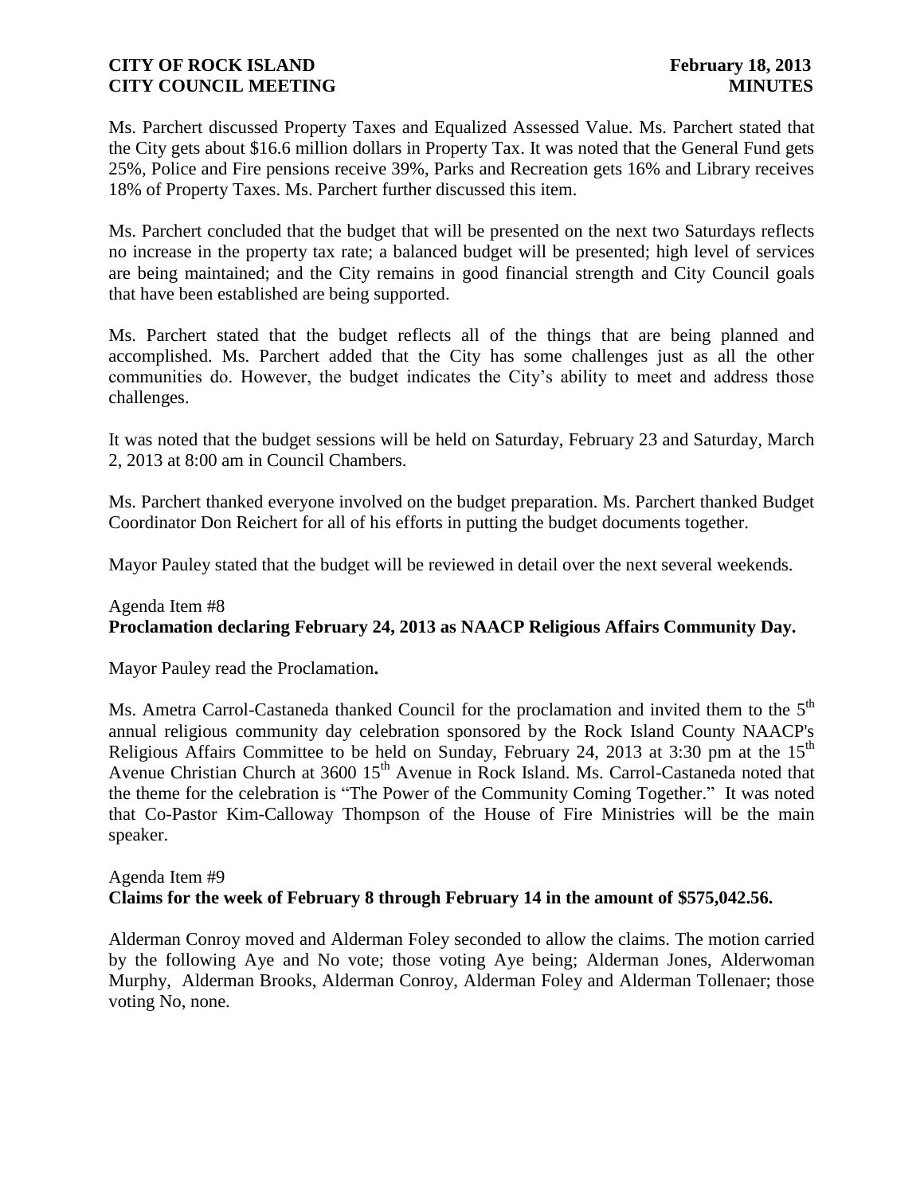Ms. Parchert discussed Property Taxes and Equalized Assessed Value. Ms. Parchert stated that the City gets about \$16.6 million dollars in Property Tax. It was noted that the General Fund gets 25%, Police and Fire pensions receive 39%, Parks and Recreation gets 16% and Library receives 18% of Property Taxes. Ms. Parchert further discussed this item.

Ms. Parchert concluded that the budget that will be presented on the next two Saturdays reflects no increase in the property tax rate; a balanced budget will be presented; high level of services are being maintained; and the City remains in good financial strength and City Council goals that have been established are being supported.

Ms. Parchert stated that the budget reflects all of the things that are being planned and accomplished. Ms. Parchert added that the City has some challenges just as all the other communities do. However, the budget indicates the City's ability to meet and address those challenges.

It was noted that the budget sessions will be held on Saturday, February 23 and Saturday, March 2, 2013 at 8:00 am in Council Chambers.

Ms. Parchert thanked everyone involved on the budget preparation. Ms. Parchert thanked Budget Coordinator Don Reichert for all of his efforts in putting the budget documents together.

Mayor Pauley stated that the budget will be reviewed in detail over the next several weekends.

Agenda Item #8
**Proclamation declaring February 24, 2013 as NAACP Religious Affairs Community Day.**

Mayor Pauley read the Proclamation**.**

Ms. Ametra Carrol-Castaneda thanked Council for the proclamation and invited them to the 5th annual religious community day celebration sponsored by the Rock Island County NAACP's Religious Affairs Committee to be held on Sunday, February 24, 2013 at 3:30 pm at the 15th Avenue Christian Church at 3600 15th Avenue in Rock Island. Ms. Carrol-Castaneda noted that the theme for the celebration is "The Power of the Community Coming Together." It was noted that Co-Pastor Kim-Calloway Thompson of the House of Fire Ministries will be the main speaker.

Agenda Item #9
**Claims for the week of February 8 through February 14 in the amount of \$575,042.56.**

Alderman Conroy moved and Alderman Foley seconded to allow the claims. The motion carried by the following Aye and No vote; those voting Aye being; Alderman Jones, Alderwoman Murphy, Alderman Brooks, Alderman Conroy, Alderman Foley and Alderman Tollenaer; those voting No, none.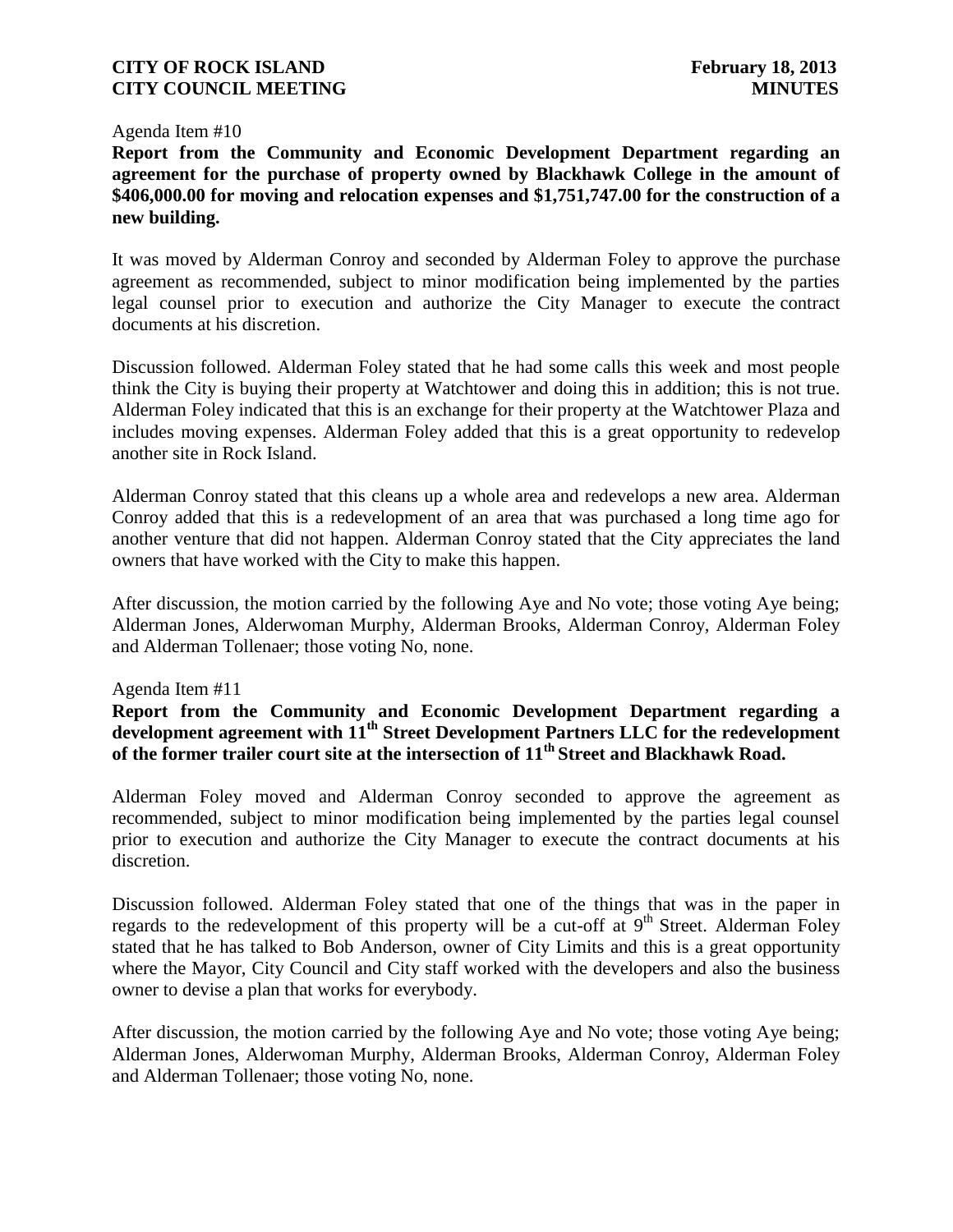Agenda Item #10

**Report from the Community and Economic Development Department regarding an agreement for the purchase of property owned by Blackhawk College in the amount of \$406,000.00 for moving and relocation expenses and \$1,751,747.00 for the construction of a new building.**

It was moved by Alderman Conroy and seconded by Alderman Foley to approve the purchase agreement as recommended, subject to minor modification being implemented by the parties legal counsel prior to execution and authorize the City Manager to execute the contract documents at his discretion.

Discussion followed. Alderman Foley stated that he had some calls this week and most people think the City is buying their property at Watchtower and doing this in addition; this is not true. Alderman Foley indicated that this is an exchange for their property at the Watchtower Plaza and includes moving expenses. Alderman Foley added that this is a great opportunity to redevelop another site in Rock Island.

Alderman Conroy stated that this cleans up a whole area and redevelops a new area. Alderman Conroy added that this is a redevelopment of an area that was purchased a long time ago for another venture that did not happen. Alderman Conroy stated that the City appreciates the land owners that have worked with the City to make this happen.

After discussion, the motion carried by the following Aye and No vote; those voting Aye being; Alderman Jones, Alderwoman Murphy, Alderman Brooks, Alderman Conroy, Alderman Foley and Alderman Tollenaer; those voting No, none.

Agenda Item #11

**Report from the Community and Economic Development Department regarding a development agreement with 11th Street Development Partners LLC for the redevelopment of the former trailer court site at the intersection of 11th Street and Blackhawk Road.**

Alderman Foley moved and Alderman Conroy seconded to approve the agreement as recommended, subject to minor modification being implemented by the parties legal counsel prior to execution and authorize the City Manager to execute the contract documents at his discretion.

Discussion followed. Alderman Foley stated that one of the things that was in the paper in regards to the redevelopment of this property will be a cut-off at 9th Street. Alderman Foley stated that he has talked to Bob Anderson, owner of City Limits and this is a great opportunity where the Mayor, City Council and City staff worked with the developers and also the business owner to devise a plan that works for everybody.

After discussion, the motion carried by the following Aye and No vote; those voting Aye being; Alderman Jones, Alderwoman Murphy, Alderman Brooks, Alderman Conroy, Alderman Foley and Alderman Tollenaer; those voting No, none.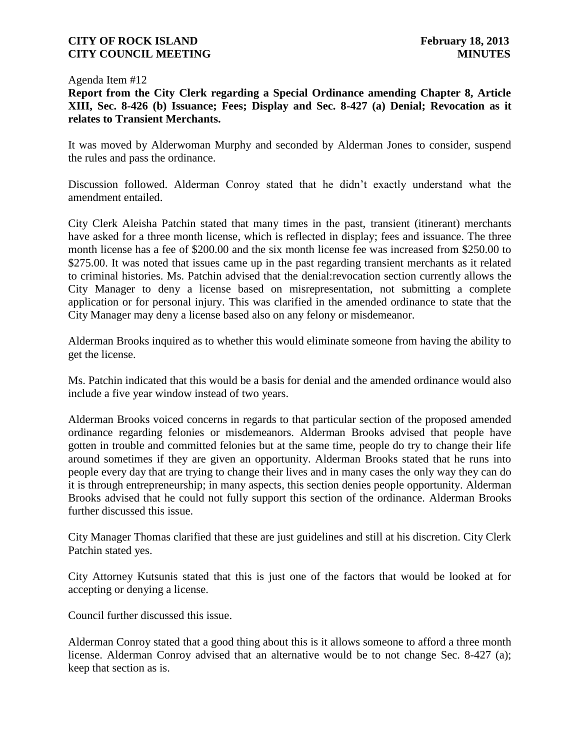Agenda Item #12

**Report from the City Clerk regarding a Special Ordinance amending Chapter 8, Article XIII, Sec. 8-426 (b) Issuance; Fees; Display and Sec. 8-427 (a) Denial; Revocation as it relates to Transient Merchants.**

It was moved by Alderwoman Murphy and seconded by Alderman Jones to consider, suspend the rules and pass the ordinance.

Discussion followed. Alderman Conroy stated that he didn't exactly understand what the amendment entailed.

City Clerk Aleisha Patchin stated that many times in the past, transient (itinerant) merchants have asked for a three month license, which is reflected in display; fees and issuance. The three month license has a fee of $200.00 and the six month license fee was increased from $250.00 to $275.00. It was noted that issues came up in the past regarding transient merchants as it related to criminal histories. Ms. Patchin advised that the denial:revocation section currently allows the City Manager to deny a license based on misrepresentation, not submitting a complete application or for personal injury. This was clarified in the amended ordinance to state that the City Manager may deny a license based also on any felony or misdemeanor.

Alderman Brooks inquired as to whether this would eliminate someone from having the ability to get the license.

Ms. Patchin indicated that this would be a basis for denial and the amended ordinance would also include a five year window instead of two years.

Alderman Brooks voiced concerns in regards to that particular section of the proposed amended ordinance regarding felonies or misdemeanors. Alderman Brooks advised that people have gotten in trouble and committed felonies but at the same time, people do try to change their life around sometimes if they are given an opportunity. Alderman Brooks stated that he runs into people every day that are trying to change their lives and in many cases the only way they can do it is through entrepreneurship; in many aspects, this section denies people opportunity. Alderman Brooks advised that he could not fully support this section of the ordinance. Alderman Brooks further discussed this issue.

City Manager Thomas clarified that these are just guidelines and still at his discretion. City Clerk Patchin stated yes.

City Attorney Kutsunis stated that this is just one of the factors that would be looked at for accepting or denying a license.

Council further discussed this issue.

Alderman Conroy stated that a good thing about this is it allows someone to afford a three month license. Alderman Conroy advised that an alternative would be to not change Sec. 8-427 (a); keep that section as is.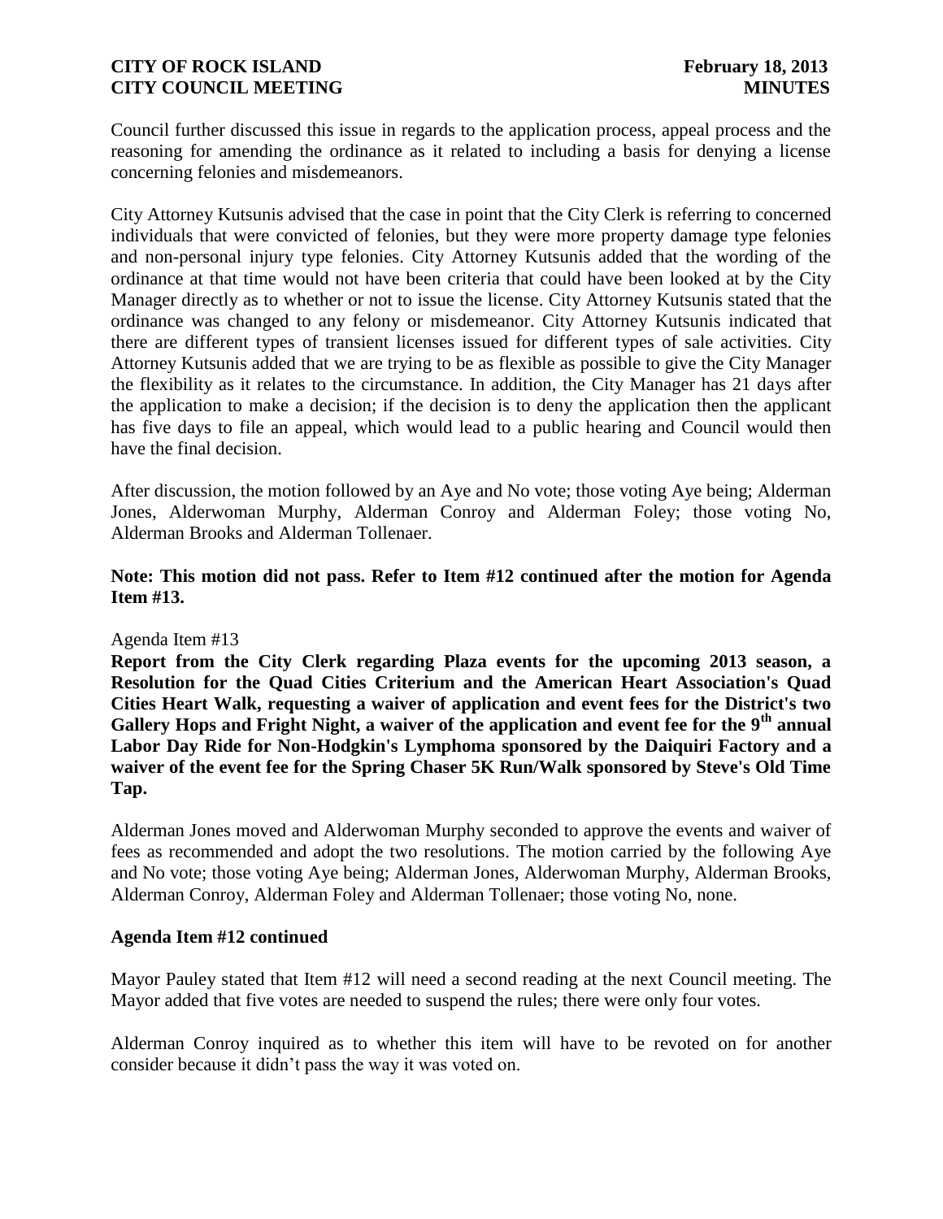Council further discussed this issue in regards to the application process, appeal process and the reasoning for amending the ordinance as it related to including a basis for denying a license concerning felonies and misdemeanors.

City Attorney Kutsunis advised that the case in point that the City Clerk is referring to concerned individuals that were convicted of felonies, but they were more property damage type felonies and non-personal injury type felonies. City Attorney Kutsunis added that the wording of the ordinance at that time would not have been criteria that could have been looked at by the City Manager directly as to whether or not to issue the license. City Attorney Kutsunis stated that the ordinance was changed to any felony or misdemeanor. City Attorney Kutsunis indicated that there are different types of transient licenses issued for different types of sale activities. City Attorney Kutsunis added that we are trying to be as flexible as possible to give the City Manager the flexibility as it relates to the circumstance. In addition, the City Manager has 21 days after the application to make a decision; if the decision is to deny the application then the applicant has five days to file an appeal, which would lead to a public hearing and Council would then have the final decision.

After discussion, the motion followed by an Aye and No vote; those voting Aye being; Alderman Jones, Alderwoman Murphy, Alderman Conroy and Alderman Foley; those voting No, Alderman Brooks and Alderman Tollenaer.

**Note: This motion did not pass. Refer to Item #12 continued after the motion for Agenda Item #13.**

Agenda Item #13

**Report from the City Clerk regarding Plaza events for the upcoming 2013 season, a Resolution for the Quad Cities Criterium and the American Heart Association's Quad Cities Heart Walk, requesting a waiver of application and event fees for the District's two Gallery Hops and Fright Night, a waiver of the application and event fee for the 9th annual Labor Day Ride for Non-Hodgkin's Lymphoma sponsored by the Daiquiri Factory and a waiver of the event fee for the Spring Chaser 5K Run/Walk sponsored by Steve's Old Time Tap.**

Alderman Jones moved and Alderwoman Murphy seconded to approve the events and waiver of fees as recommended and adopt the two resolutions. The motion carried by the following Aye and No vote; those voting Aye being; Alderman Jones, Alderwoman Murphy, Alderman Brooks, Alderman Conroy, Alderman Foley and Alderman Tollenaer; those voting No, none.

**Agenda Item #12 continued**

Mayor Pauley stated that Item #12 will need a second reading at the next Council meeting. The Mayor added that five votes are needed to suspend the rules; there were only four votes.

Alderman Conroy inquired as to whether this item will have to be revoted on for another consider because it didn't pass the way it was voted on.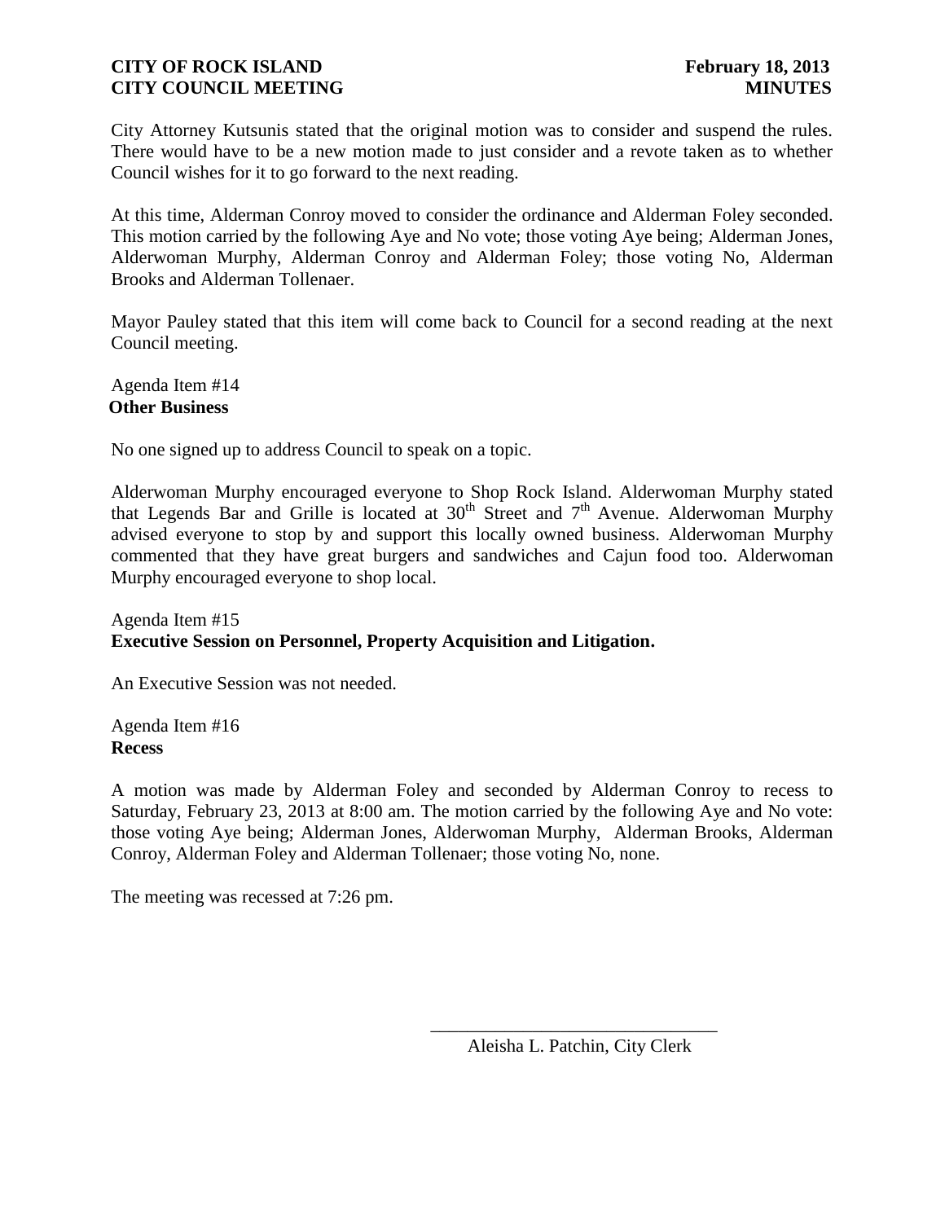City Attorney Kutsunis stated that the original motion was to consider and suspend the rules. There would have to be a new motion made to just consider and a revote taken as to whether Council wishes for it to go forward to the next reading.

At this time, Alderman Conroy moved to consider the ordinance and Alderman Foley seconded. This motion carried by the following Aye and No vote; those voting Aye being; Alderman Jones, Alderwoman Murphy, Alderman Conroy and Alderman Foley; those voting No, Alderman Brooks and Alderman Tollenaer.

Mayor Pauley stated that this item will come back to Council for a second reading at the next Council meeting.

Agenda Item #14
**Other Business**

No one signed up to address Council to speak on a topic.

Alderwoman Murphy encouraged everyone to Shop Rock Island. Alderwoman Murphy stated that Legends Bar and Grille is located at 30th Street and 7th Avenue. Alderwoman Murphy advised everyone to stop by and support this locally owned business. Alderwoman Murphy commented that they have great burgers and sandwiches and Cajun food too. Alderwoman Murphy encouraged everyone to shop local.

Agenda Item #15
**Executive Session on Personnel, Property Acquisition and Litigation.**

An Executive Session was not needed.

Agenda Item #16
**Recess**

A motion was made by Alderman Foley and seconded by Alderman Conroy to recess to Saturday, February 23, 2013 at 8:00 am. The motion carried by the following Aye and No vote: those voting Aye being; Alderman Jones, Alderwoman Murphy, Alderman Brooks, Alderman Conroy, Alderman Foley and Alderman Tollenaer; those voting No, none.

The meeting was recessed at 7:26 pm.

\_\_\_\_\_\_\_\_\_\_\_\_\_\_\_\_\_\_\_\_\_\_\_\_\_\_\_\_\_\_\_

Aleisha L. Patchin, City Clerk